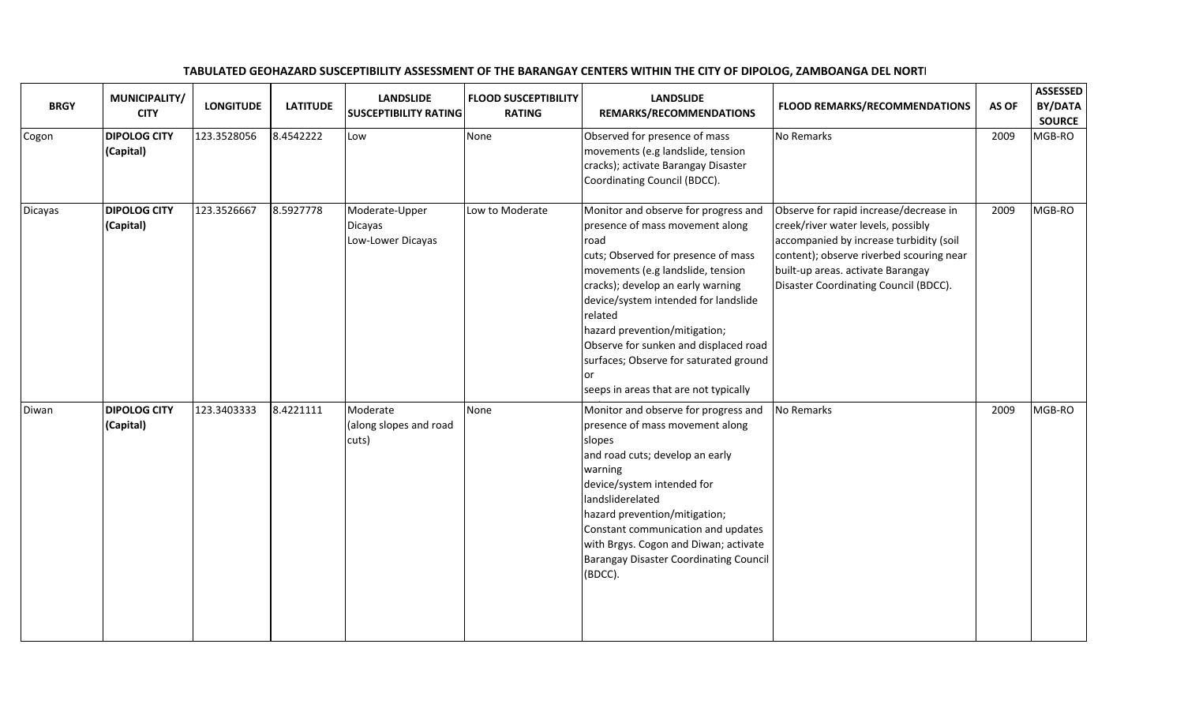**TABULATED GEOHAZARD SUSCEPTIBILITY ASSESSMENT OF THE BARANGAY CENTERS WITHIN THE CITY OF DIPOLOG, ZAMBOANGA DEL NORTI**

| BRGY | MUNICIPALITY/ CITY | LONGITUDE | LATITUDE | LANDSLIDE SUSCEPTIBILITY RATING | FLOOD SUSCEPTIBILITY RATING | LANDSLIDE REMARKS/RECOMMENDATIONS | FLOOD REMARKS/RECOMMENDATIONS | AS OF | ASSESSED BY/DATA SOURCE |
|---|---|---|---|---|---|---|---|---|---|
| Cogon | **DIPOLOG CITY (Capital)** | 123.3528056 | 8.4542222 | Low | None | Observed for presence of mass movements (e.g landslide, tension cracks); activate Barangay Disaster Coordinating Council (BDCC). | No Remarks | 2009 | MGB-RO |
| Dicayas | **DIPOLOG CITY (Capital)** | 123.3526667 | 8.5927778 | Moderate-Upper Dicayas Low-Lower Dicayas | Low to Moderate | Monitor and observe for progress and presence of mass movement along road cuts; Observed for presence of mass movements (e.g landslide, tension cracks); develop an early warning device/system intended for landslide related hazard prevention/mitigation; Observe for sunken and displaced road surfaces; Observe for saturated ground or seeps in areas that are not typically | Observe for rapid increase/decrease in creek/river water levels, possibly accompanied by increase turbidity (soil content); observe riverbed scouring near built-up areas. activate Barangay Disaster Coordinating Council (BDCC). | 2009 | MGB-RO |
| Diwan | **DIPOLOG CITY (Capital)** | 123.3403333 | 8.4221111 | Moderate (along slopes and road cuts) | None | Monitor and observe for progress and presence of mass movement along slopes and road cuts; develop an early warning device/system intended for landsliderelated hazard prevention/mitigation; Constant communication and updates with Brgys. Cogon and Diwan; activate Barangay Disaster Coordinating Council (BDCC). | No Remarks | 2009 | MGB-RO |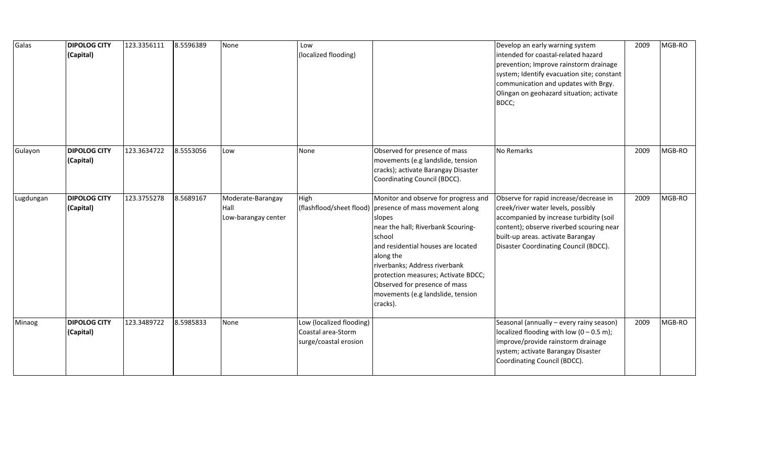| Galas | **DIPOLOG CITY (Capital)** | 123.3356111 | 8.5596389 | None | Low (localized flooding) | | Develop an early warning system intended for coastal-related hazard prevention; Improve rainstorm drainage system; Identify evacuation site; constant communication and updates with Brgy. Olingan on geohazard situation; activate BDCC; | 2009 | MGB-RO |
|---|---|---|---|---|---|---|---|---|---|
| Gulayon | **DIPOLOG CITY (Capital)** | 123.3634722 | 8.5553056 | Low | None | Observed for presence of mass movements (e.g landslide, tension cracks); activate Barangay Disaster Coordinating Council (BDCC). | No Remarks | 2009 | MGB-RO |
| Lugdungan | **DIPOLOG CITY (Capital)** | 123.3755278 | 8.5689167 | Moderate-Barangay Hall Low-barangay center | High (flashflood/sheet flood) | Monitor and observe for progress and presence of mass movement along slopes near the hall; Riverbank Scouring-school and residential houses are located along the riverbanks; Address riverbank protection measures; Activate BDCC; Observed for presence of mass movements (e.g landslide, tension cracks). | Observe for rapid increase/decrease in creek/river water levels, possibly accompanied by increase turbidity (soil content); observe riverbed scouring near built-up areas. activate Barangay Disaster Coordinating Council (BDCC). | 2009 | MGB-RO |
| Minaog | **DIPOLOG CITY (Capital)** | 123.3489722 | 8.5985833 | None | Low (localized flooding) Coastal area-Storm surge/coastal erosion | | Seasonal (annually – every rainy season) localized flooding with low (0 – 0.5 m); improve/provide rainstorm drainage system; activate Barangay Disaster Coordinating Council (BDCC). | 2009 | MGB-RO |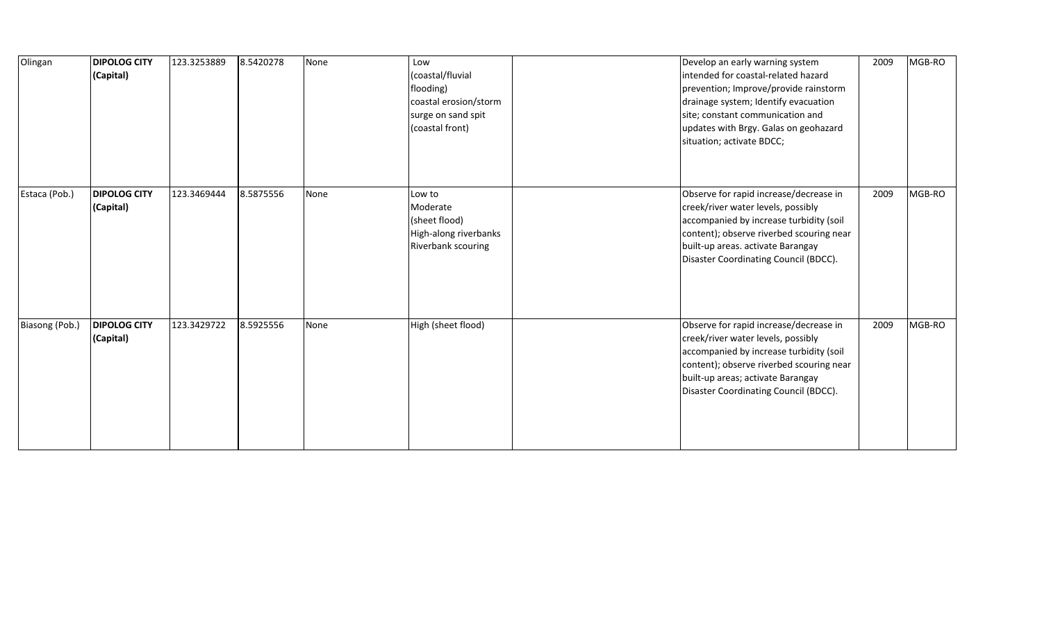| | | | | | | | | | |
|---|---|---|---|---|---|---|---|---|---|
| Olingan | **DIPOLOG CITY (Capital)** | 123.3253889 | 8.5420278 | None | Low (coastal/fluvial flooding) coastal erosion/storm surge on sand spit (coastal front) | | Develop an early warning system intended for coastal-related hazard prevention; Improve/provide rainstorm drainage system; Identify evacuation site; constant communication and updates with Brgy. Galas on geohazard situation; activate BDCC; | 2009 | MGB-RO |
| Estaca (Pob.) | **DIPOLOG CITY (Capital)** | 123.3469444 | 8.5875556 | None | Low to Moderate (sheet flood) High-along riverbanks Riverbank scouring | | Observe for rapid increase/decrease in creek/river water levels, possibly accompanied by increase turbidity (soil content); observe riverbed scouring near built-up areas. activate Barangay Disaster Coordinating Council (BDCC). | 2009 | MGB-RO |
| Biasong (Pob.) | **DIPOLOG CITY (Capital)** | 123.3429722 | 8.5925556 | None | High (sheet flood) | | Observe for rapid increase/decrease in creek/river water levels, possibly accompanied by increase turbidity (soil content); observe riverbed scouring near built-up areas; activate Barangay Disaster Coordinating Council (BDCC). | 2009 | MGB-RO |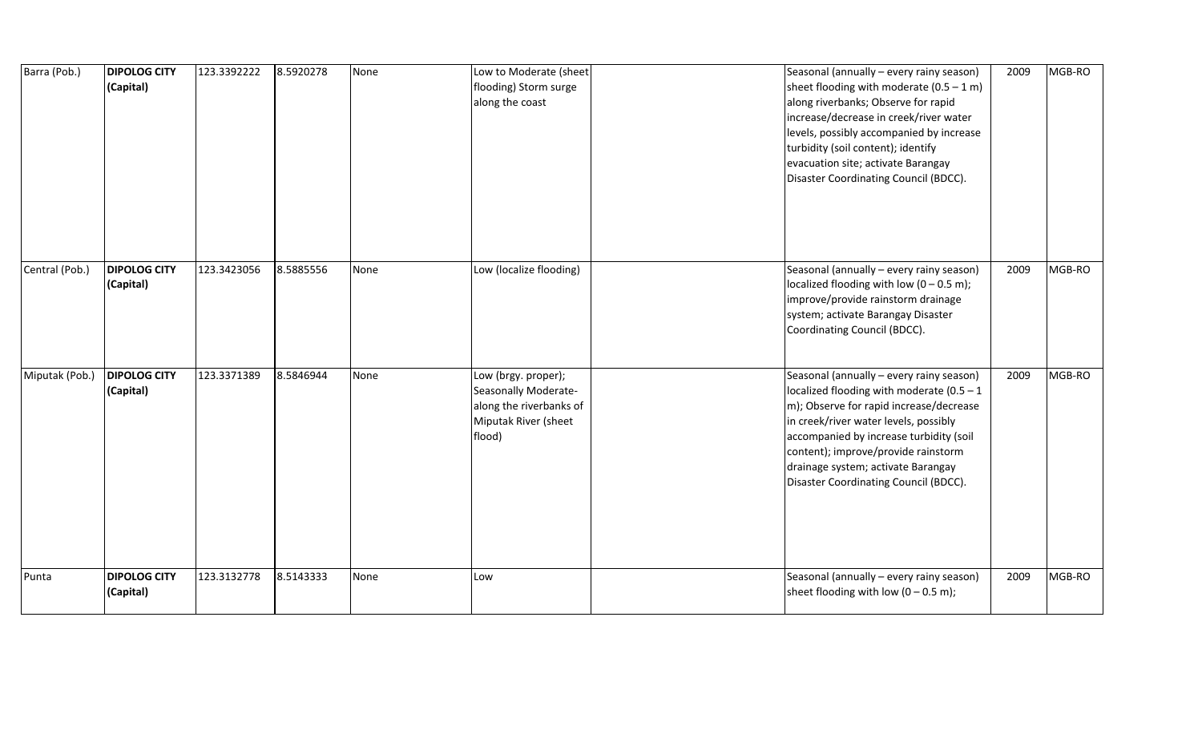| Barra (Pob.) | **DIPOLOG CITY (Capital)** | 123.3392222 | 8.5920278 | None | Low to Moderate (sheet flooding) Storm surge along the coast | | Seasonal (annually – every rainy season) sheet flooding with moderate (0.5 – 1 m) along riverbanks; Observe for rapid increase/decrease in creek/river water levels, possibly accompanied by increase turbidity (soil content); identify evacuation site; activate Barangay Disaster Coordinating Council (BDCC). | 2009 | MGB-RO |
|---|---|---|---|---|---|---|---|---|---|
| Central (Pob.) | **DIPOLOG CITY (Capital)** | 123.3423056 | 8.5885556 | None | Low (localize flooding) | | Seasonal (annually – every rainy season) localized flooding with low (0 – 0.5 m); improve/provide rainstorm drainage system; activate Barangay Disaster Coordinating Council (BDCC). | 2009 | MGB-RO |
| Miputak (Pob.) | **DIPOLOG CITY (Capital)** | 123.3371389 | 8.5846944 | None | Low (brgy. proper); Seasonally Moderate- along the riverbanks of Miputak River (sheet flood) | | Seasonal (annually – every rainy season) localized flooding with moderate (0.5 – 1 m); Observe for rapid increase/decrease in creek/river water levels, possibly accompanied by increase turbidity (soil content); improve/provide rainstorm drainage system; activate Barangay Disaster Coordinating Council (BDCC). | 2009 | MGB-RO |
| Punta | **DIPOLOG CITY (Capital)** | 123.3132778 | 8.5143333 | None | Low | | Seasonal (annually – every rainy season) sheet flooding with low (0 – 0.5 m); | 2009 | MGB-RO |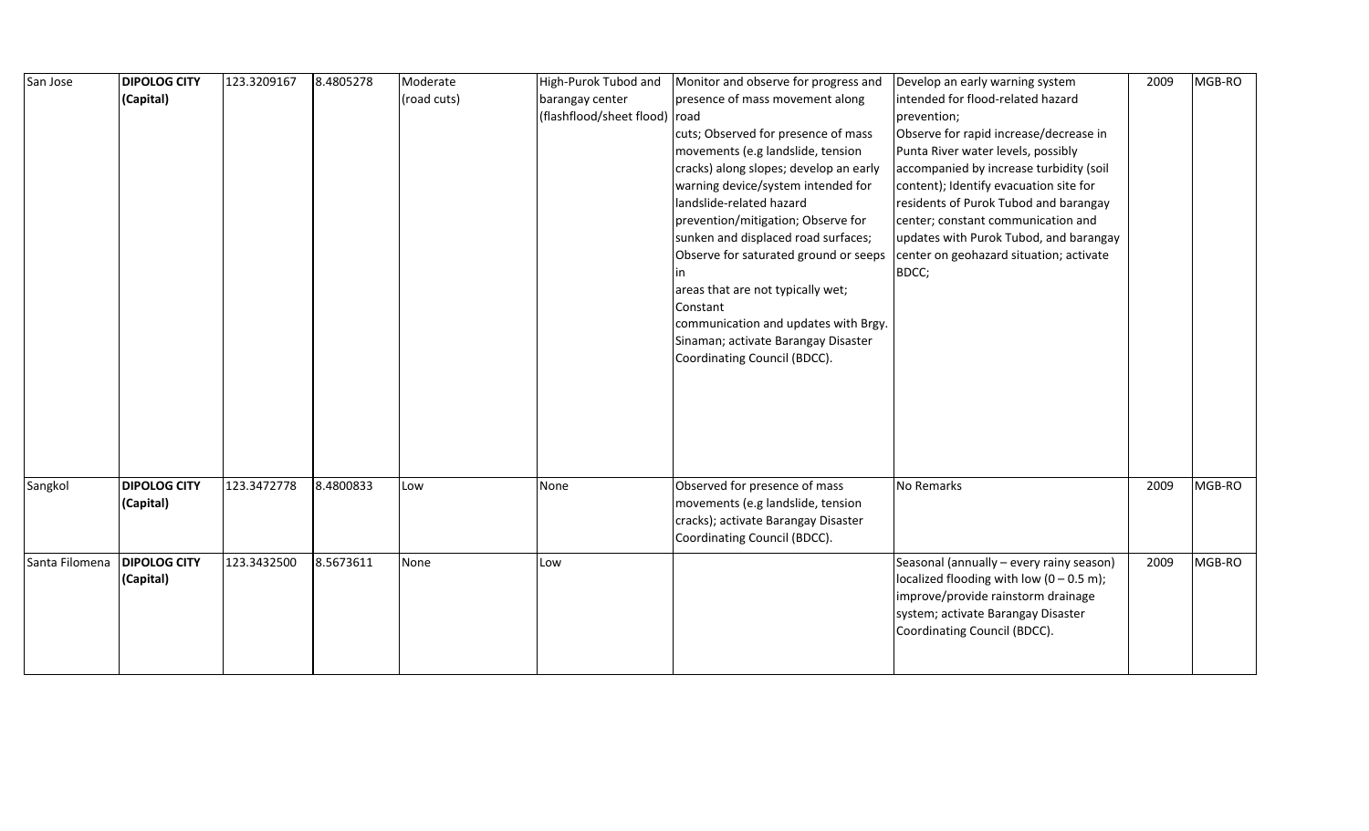| San Jose | **DIPOLOG CITY (Capital)** | 123.3209167 | 8.4805278 | Moderate (road cuts) | High-Purok Tubod and barangay center (flashflood/sheet flood) | Monitor and observe for progress and presence of mass movement along road cuts; Observed for presence of mass movements (e.g landslide, tension cracks) along slopes; develop an early warning device/system intended for landslide-related hazard prevention/mitigation; Observe for sunken and displaced road surfaces; Observe for saturated ground or seeps in areas that are not typically wet; Constant communication and updates with Brgy. Sinaman; activate Barangay Disaster Coordinating Council (BDCC). | Develop an early warning system intended for flood-related hazard prevention; Observe for rapid increase/decrease in Punta River water levels, possibly accompanied by increase turbidity (soil content); Identify evacuation site for residents of Purok Tubod and barangay center; constant communication and updates with Purok Tubod, and barangay center on geohazard situation; activate BDCC; | 2009 | MGB-RO |
|---|---|---|---|---|---|---|---|---|---|
| Sangkol | **DIPOLOG CITY (Capital)** | 123.3472778 | 8.4800833 | Low | None | Observed for presence of mass movements (e.g landslide, tension cracks); activate Barangay Disaster Coordinating Council (BDCC). | No Remarks | 2009 | MGB-RO |
| Santa Filomena | **DIPOLOG CITY (Capital)** | 123.3432500 | 8.5673611 | None | Low | | Seasonal (annually – every rainy season) localized flooding with low (0 – 0.5 m); improve/provide rainstorm drainage system; activate Barangay Disaster Coordinating Council (BDCC). | 2009 | MGB-RO |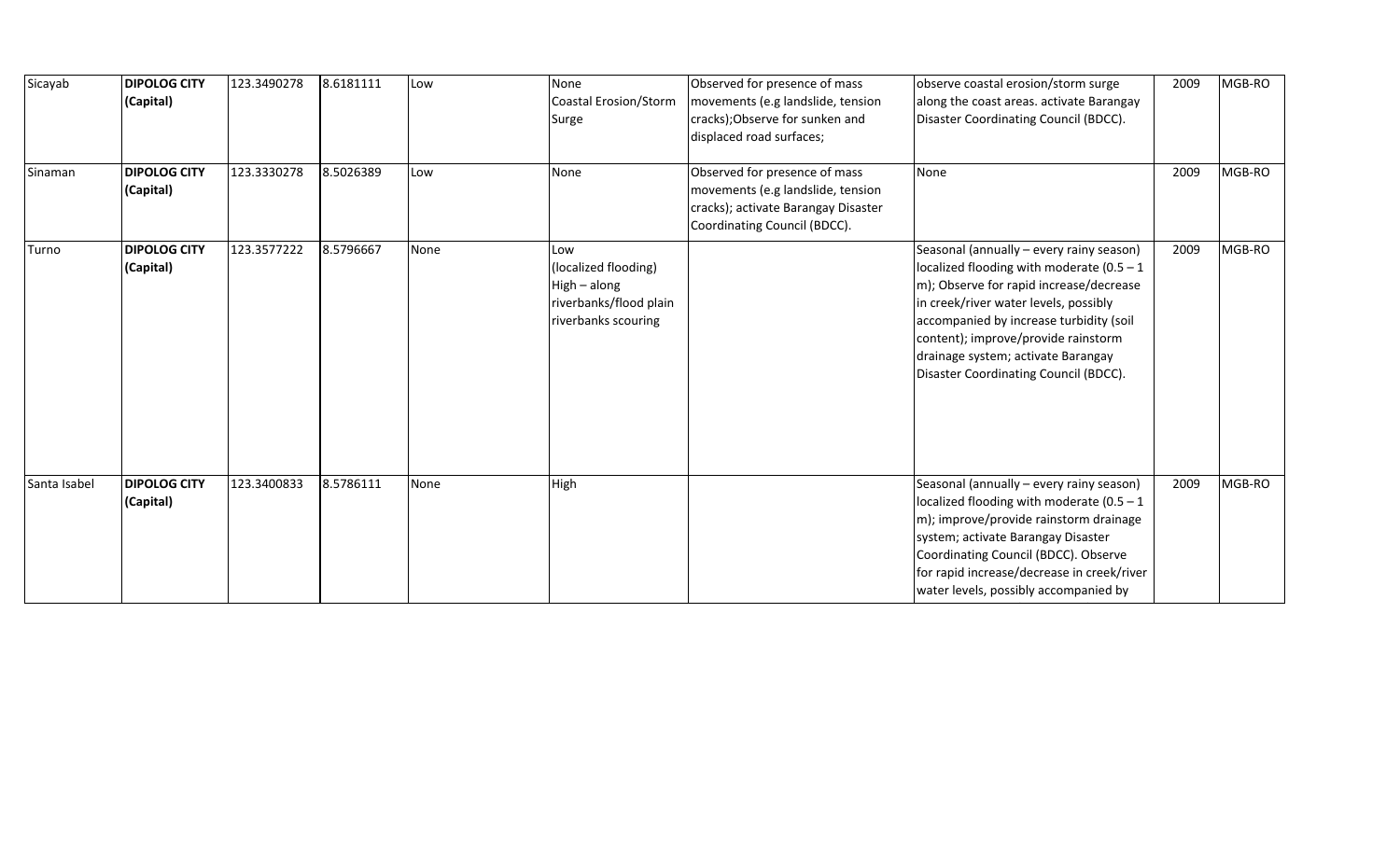| | | | | | | | | | |
|---|---|---|---|---|---|---|---|---|---|
| Sicayab | **DIPOLOG CITY (Capital)** | 123.3490278 | 8.6181111 | Low | None Coastal Erosion/Storm Surge | Observed for presence of mass movements (e.g landslide, tension cracks);Observe for sunken and displaced road surfaces; | observe coastal erosion/storm surge along the coast areas. activate Barangay Disaster Coordinating Council (BDCC). | 2009 | MGB-RO |
| Sinaman | **DIPOLOG CITY (Capital)** | 123.3330278 | 8.5026389 | Low | None | Observed for presence of mass movements (e.g landslide, tension cracks); activate Barangay Disaster Coordinating Council (BDCC). | None | 2009 | MGB-RO |
| Turno | **DIPOLOG CITY (Capital)** | 123.3577222 | 8.5796667 | None | Low (localized flooding) High – along riverbanks/flood plain riverbanks scouring | | Seasonal (annually – every rainy season) localized flooding with moderate (0.5 – 1 m); Observe for rapid increase/decrease in creek/river water levels, possibly accompanied by increase turbidity (soil content); improve/provide rainstorm drainage system; activate Barangay Disaster Coordinating Council (BDCC). | 2009 | MGB-RO |
| Santa Isabel | **DIPOLOG CITY (Capital)** | 123.3400833 | 8.5786111 | None | High | | Seasonal (annually – every rainy season) localized flooding with moderate (0.5 – 1 m); improve/provide rainstorm drainage system; activate Barangay Disaster Coordinating Council (BDCC). Observe for rapid increase/decrease in creek/river water levels, possibly accompanied by | 2009 | MGB-RO |